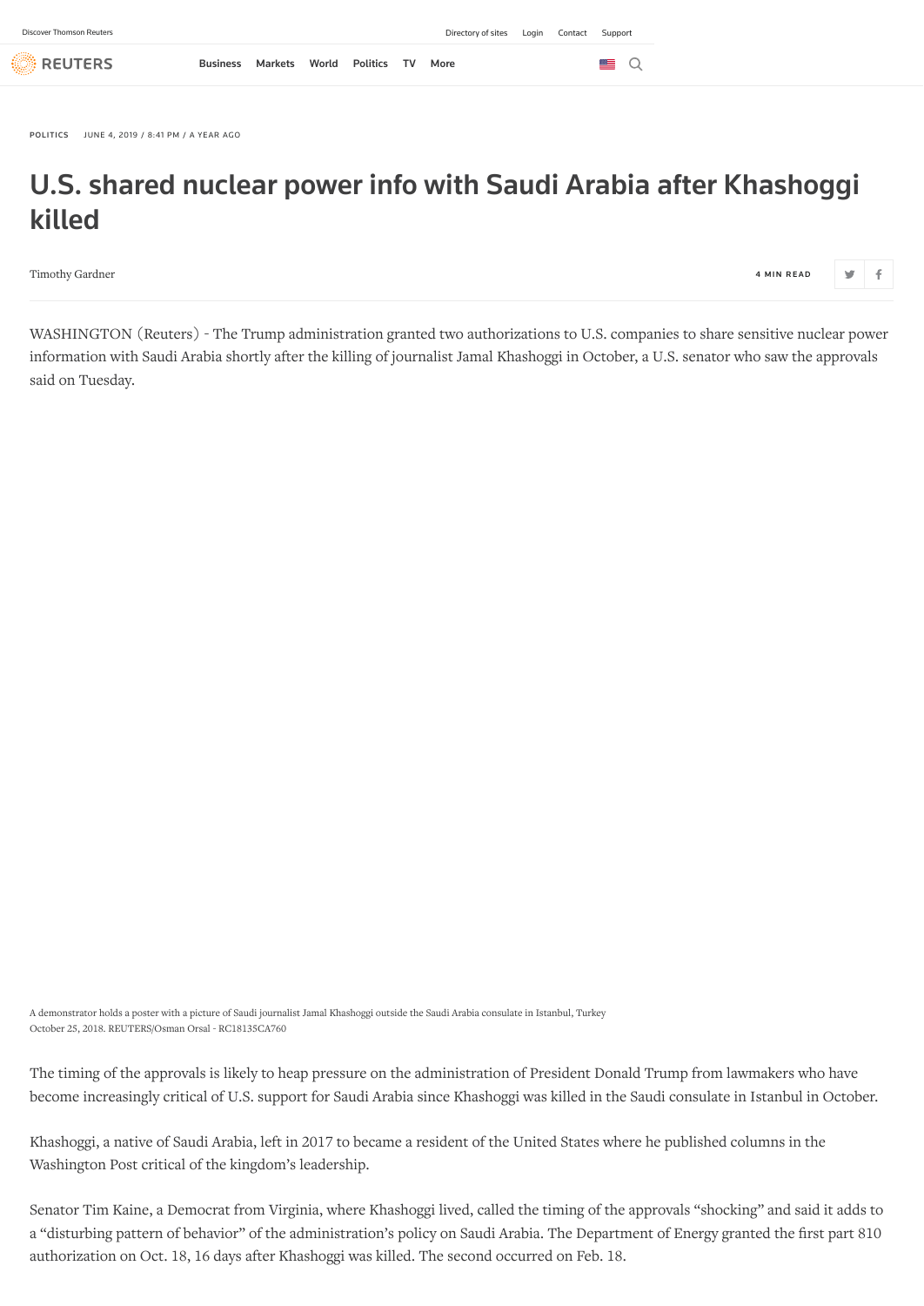POLITICS JUNE 4, 2019 / 8:41 PM / A YEAR AGO

# U.S. shared nuclear power info with Saudi Arabia after Khashoggi killed

Timothy Gardner

4 MIN READ

WASHINGTON (Reuters) - The Trump administration granted two authorizations to U.S. companies to share sensitive nuclear power information with Saudi Arabia shortly after the killing of journalist Jamal Khashoggi in October, a U.S. senator who saw the approvals said on Tuesday.

A demonstrator holds a poster with a picture of Saudi journalist Jamal Khashoggi outside the Saudi Arabia consulate in Istanbul, Turkey October 25, 2018. REUTERS/Osman Orsal - RC18135CA760

The timing of the approvals is likely to heap pressure on the administration of President Donald Trump from lawmakers who have become increasingly critical of U.S. support for Saudi Arabia since Khashoggi was killed in the Saudi consulate in Istanbul in October.

Khashoggi, a native of Saudi Arabia, left in 2017 to became a resident of the United States where he published columns in the Washington Post critical of the kingdom's leadership.

Senator Tim Kaine, a Democrat from Virginia, where Khashoggi lived, called the timing of the approvals "shocking" and said it adds to a "disturbing pattern of behavior" of the administration's policy on Saudi Arabia. The Department of Energy granted the first part 810 authorization on Oct. 18, 16 days after Khashoggi was killed. The second occurred on Feb. 18.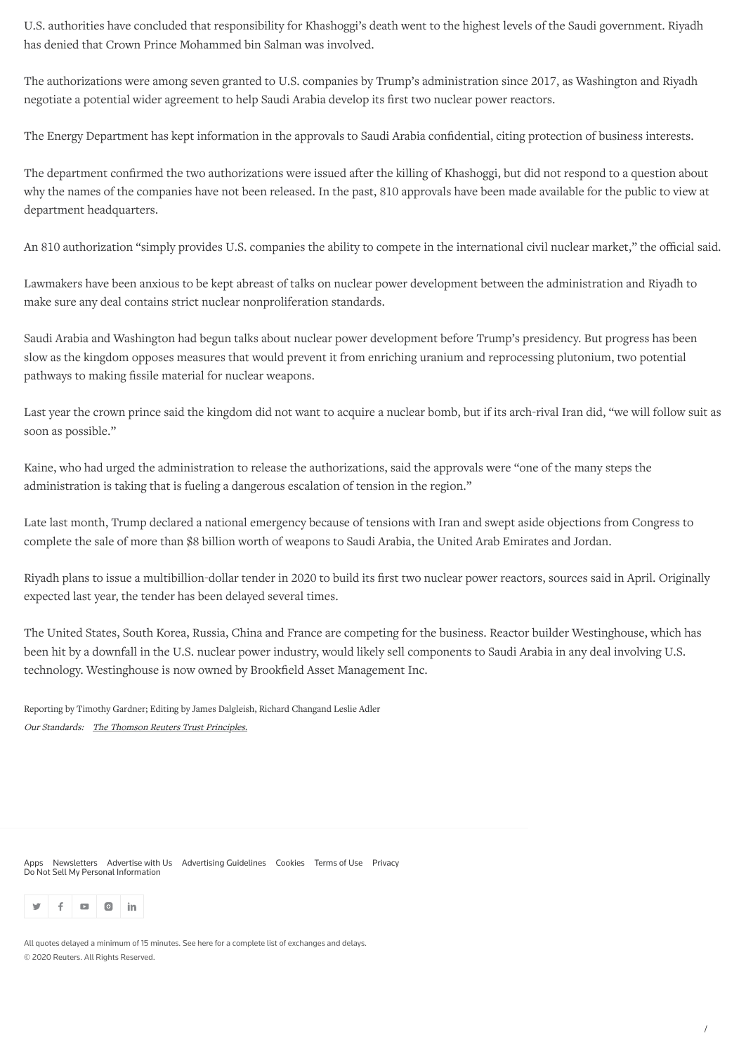U.S. authorities have concluded that responsibility for Khashoggi's death went to the highest levels of the Saudi government. Riyadh has denied that Crown Prince Mohammed bin Salman was involved.

The authorizations were among seven granted to U.S. companies by Trump's administration since 2017, as Washington and Riyadh negotiate a potential wider agreement to help Saudi Arabia develop its first two nuclear power reactors.

The Energy Department has kept information in the approvals to Saudi Arabia confidential, citing protection of business interests.

The department confirmed the two authorizations were issued after the killing of Khashoggi, but did not respond to a question about why the names of the companies have not been released. In the past, 810 approvals have been made available for the public to view at department headquarters.

An 810 authorization "simply provides U.S. companies the ability to compete in the international civil nuclear market," the official said.

Lawmakers have been anxious to be kept abreast of talks on nuclear power development between the administration and Riyadh to make sure any deal contains strict nuclear nonproliferation standards.

Saudi Arabia and Washington had begun talks about nuclear power development before Trump's presidency. But progress has been slow as the kingdom opposes measures that would prevent it from enriching uranium and reprocessing plutonium, two potential pathways to making fissile material for nuclear weapons.

Last year the crown prince said the kingdom did not want to acquire a nuclear bomb, but if its arch-rival Iran did, "we will follow suit as soon as possible."

Kaine, who had urged the administration to release the authorizations, said the approvals were "one of the many steps the administration is taking that is fueling a dangerous escalation of tension in the region."

Late last month, Trump declared a national emergency because of tensions with Iran and swept aside objections from Congress to complete the sale of more than $8 billion worth of weapons to Saudi Arabia, the United Arab Emirates and Jordan.

Riyadh plans to issue a multibillion-dollar tender in 2020 to build its first two nuclear power reactors, sources said in April. Originally expected last year, the tender has been delayed several times.

The United States, South Korea, Russia, China and France are competing for the business. Reactor builder Westinghouse, which has been hit by a downfall in the U.S. nuclear power industry, would likely sell components to Saudi Arabia in any deal involving U.S. technology. Westinghouse is now owned by Brookfield Asset Management Inc.

Reporting by Timothy Gardner; Editing by James Dalgleish, Richard Changand Leslie Adler

*Our Standards: The Thomson Reuters Trust Principles.*

Apps Newsletters Advertise with Us Advertising Guidelines Cookies Terms of Use Privacy
Do Not Sell My Personal Information

All quotes delayed a minimum of 15 minutes. See here for a complete list of exchanges and delays.

© 2020 Reuters. All Rights Reserved.